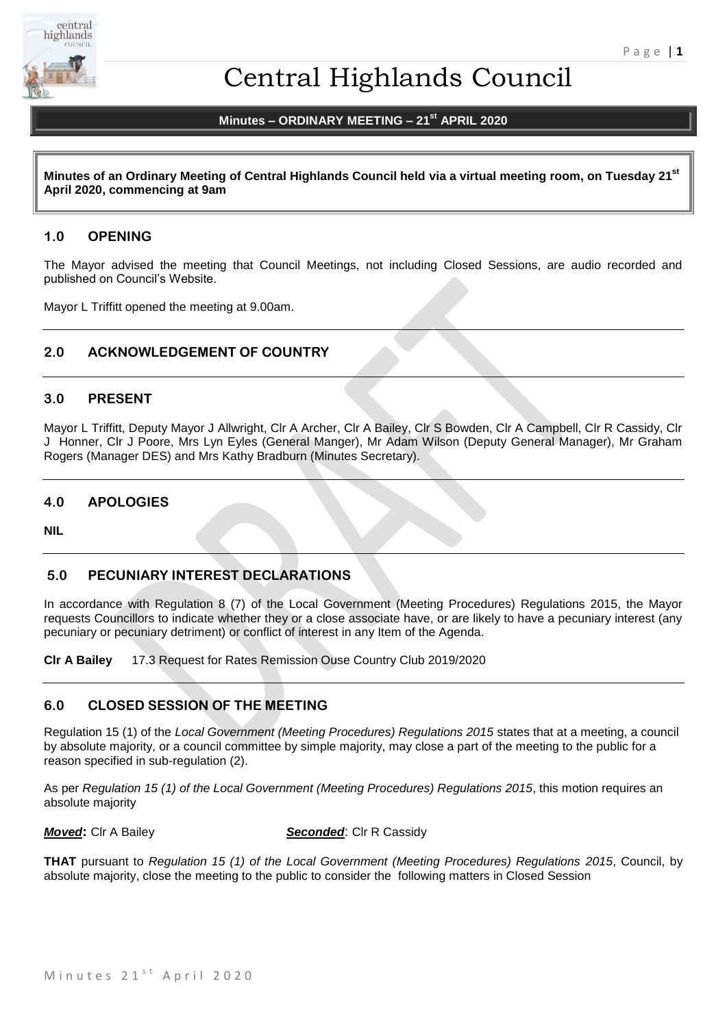# Central Highlands Council

## Minutes – ORDINARY MEETING – 21st APRIL 2020

**Minutes of an Ordinary Meeting of Central Highlands Council held via a virtual meeting room, on Tuesday 21st April 2020, commencing at 9am**

## 1.0 OPENING

The Mayor advised the meeting that Council Meetings, not including Closed Sessions, are audio recorded and published on Council's Website.

Mayor L Triffitt opened the meeting at 9.00am.

## 2.0 ACKNOWLEDGEMENT OF COUNTRY

## 3.0 PRESENT

Mayor L Triffitt, Deputy Mayor J Allwright, Clr A Archer, Clr A Bailey, Clr S Bowden, Clr A Campbell, Clr R Cassidy, Clr J Honner, Clr J Poore, Mrs Lyn Eyles (General Manger), Mr Adam Wilson (Deputy General Manager), Mr Graham Rogers (Manager DES) and Mrs Kathy Bradburn (Minutes Secretary).

## 4.0 APOLOGIES

**NIL**

## 5.0 PECUNIARY INTEREST DECLARATIONS

In accordance with Regulation 8 (7) of the Local Government (Meeting Procedures) Regulations 2015, the Mayor requests Councillors to indicate whether they or a close associate have, or are likely to have a pecuniary interest (any pecuniary or pecuniary detriment) or conflict of interest in any Item of the Agenda.

**Clr A Bailey** 17.3 Request for Rates Remission Ouse Country Club 2019/2020

## 6.0 CLOSED SESSION OF THE MEETING

Regulation 15 (1) of the *Local Government (Meeting Procedures) Regulations 2015* states that at a meeting, a council by absolute majority, or a council committee by simple majority, may close a part of the meeting to the public for a reason specified in sub-regulation (2).

As per *Regulation 15 (1) of the Local Government (Meeting Procedures) Regulations 2015*, this motion requires an absolute majority

***Moved*:** Clr A Bailey ***Seconded***: Clr R Cassidy

**THAT** pursuant to *Regulation 15 (1) of the Local Government (Meeting Procedures) Regulations 2015*, Council, by absolute majority, close the meeting to the public to consider the following matters in Closed Session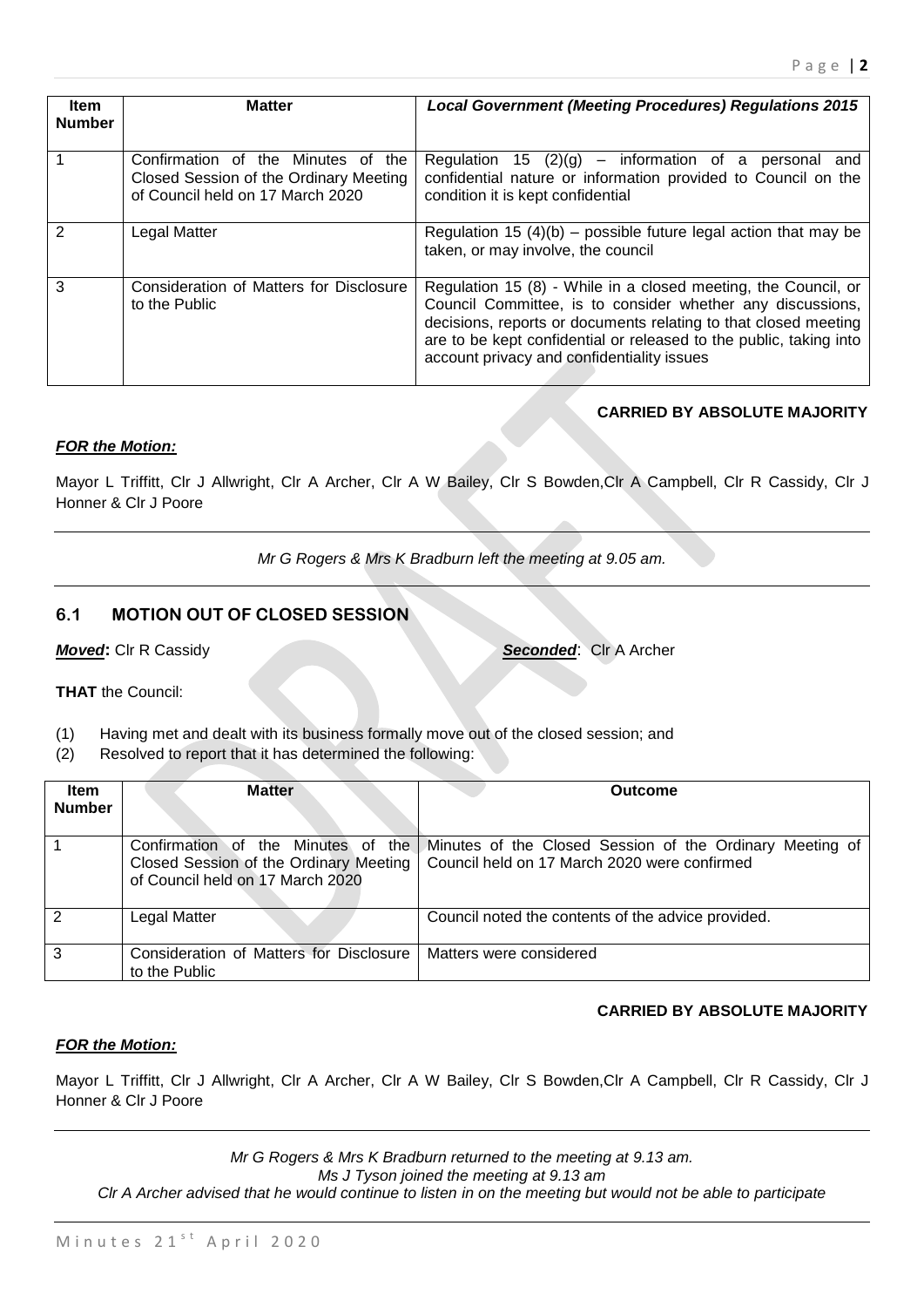| Item Number | Matter | *Local Government (Meeting Procedures) Regulations 2015* |
|---|---|---|
| 1 | Confirmation of the Minutes of the Closed Session of the Ordinary Meeting of Council held on 17 March 2020 | Regulation 15 (2)(g) – information of a personal and confidential nature or information provided to Council on the condition it is kept confidential |
| 2 | Legal Matter | Regulation 15 (4)(b) – possible future legal action that may be taken, or may involve, the council |
| 3 | Consideration of Matters for Disclosure to the Public | Regulation 15 (8) - While in a closed meeting, the Council, or Council Committee, is to consider whether any discussions, decisions, reports or documents relating to that closed meeting are to be kept confidential or released to the public, taking into account privacy and confidentiality issues |

**CARRIED BY ABSOLUTE MAJORITY**

***FOR the Motion:***

Mayor L Triffitt, Clr J Allwright, Clr A Archer, Clr A W Bailey, Clr S Bowden,Clr A Campbell, Clr R Cassidy, Clr J Honner & Clr J Poore

---

*Mr G Rogers & Mrs K Bradburn left the meeting at 9.05 am.*

---

## 6.1 MOTION OUT OF CLOSED SESSION

***Moved*:** Clr R Cassidy ***Seconded***: Clr A Archer

**THAT** the Council:

(1) Having met and dealt with its business formally move out of the closed session; and
(2) Resolved to report that it has determined the following:

| Item Number | Matter | Outcome |
|---|---|---|
| 1 | Confirmation of the Minutes of the Closed Session of the Ordinary Meeting of Council held on 17 March 2020 | Minutes of the Closed Session of the Ordinary Meeting of Council held on 17 March 2020 were confirmed |
| 2 | Legal Matter | Council noted the contents of the advice provided. |
| 3 | Consideration of Matters for Disclosure to the Public | Matters were considered |

**CARRIED BY ABSOLUTE MAJORITY**

***FOR the Motion:***

Mayor L Triffitt, Clr J Allwright, Clr A Archer, Clr A W Bailey, Clr S Bowden,Clr A Campbell, Clr R Cassidy, Clr J Honner & Clr J Poore

---

*Mr G Rogers & Mrs K Bradburn returned to the meeting at 9.13 am.*
*Ms J Tyson joined the meeting at 9.13 am*
*Clr A Archer advised that he would continue to listen in on the meeting but would not be able to participate*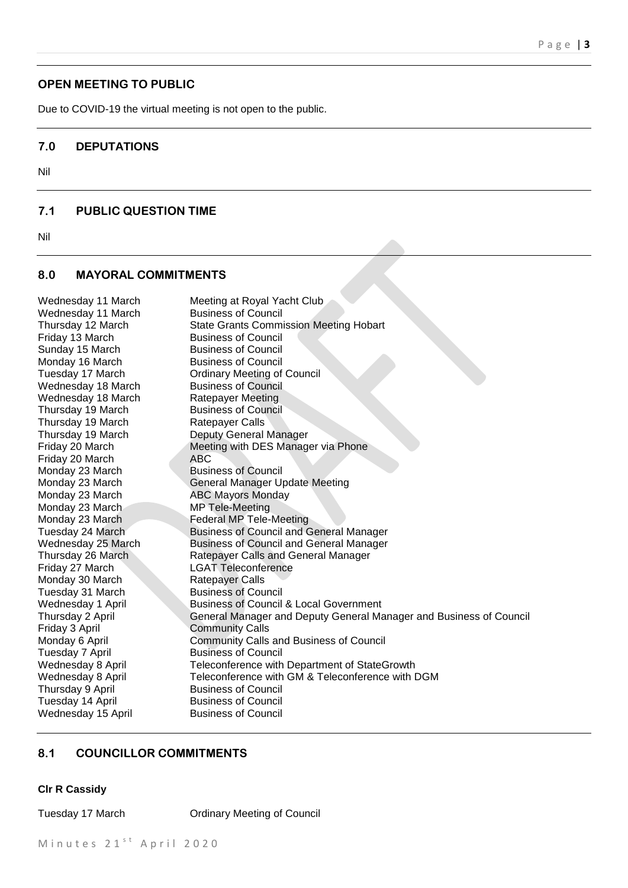## OPEN MEETING TO PUBLIC

Due to COVID-19 the virtual meeting is not open to the public.

## 7.0 DEPUTATIONS

Nil

## 7.1 PUBLIC QUESTION TIME

Nil

## 8.0 MAYORAL COMMITMENTS

| | |
|---|---|
| Wednesday 11 March | Meeting at Royal Yacht Club |
| Wednesday 11 March | Business of Council |
| Thursday 12 March | State Grants Commission Meeting Hobart |
| Friday 13 March | Business of Council |
| Sunday 15 March | Business of Council |
| Monday 16 March | Business of Council |
| Tuesday 17 March | Ordinary Meeting of Council |
| Wednesday 18 March | Business of Council |
| Wednesday 18 March | Ratepayer Meeting |
| Thursday 19 March | Business of Council |
| Thursday 19 March | Ratepayer Calls |
| Thursday 19 March | Deputy General Manager |
| Friday 20 March | Meeting with DES Manager via Phone |
| Friday 20 March | ABC |
| Monday 23 March | Business of Council |
| Monday 23 March | General Manager Update Meeting |
| Monday 23 March | ABC Mayors Monday |
| Monday 23 March | MP Tele-Meeting |
| Monday 23 March | Federal MP Tele-Meeting |
| Tuesday 24 March | Business of Council and General Manager |
| Wednesday 25 March | Business of Council and General Manager |
| Thursday 26 March | Ratepayer Calls and General Manager |
| Friday 27 March | LGAT Teleconference |
| Monday 30 March | Ratepayer Calls |
| Tuesday 31 March | Business of Council |
| Wednesday 1 April | Business of Council & Local Government |
| Thursday 2 April | General Manager and Deputy General Manager and Business of Council |
| Friday 3 April | Community Calls |
| Monday 6 April | Community Calls and Business of Council |
| Tuesday 7 April | Business of Council |
| Wednesday 8 April | Teleconference with Department of StateGrowth |
| Wednesday 8 April | Teleconference with GM & Teleconference with DGM |
| Thursday 9 April | Business of Council |
| Tuesday 14 April | Business of Council |
| Wednesday 15 April | Business of Council |

## 8.1 COUNCILLOR COMMITMENTS

**Clr R Cassidy**

| | |
|---|---|
| Tuesday 17 March | Ordinary Meeting of Council |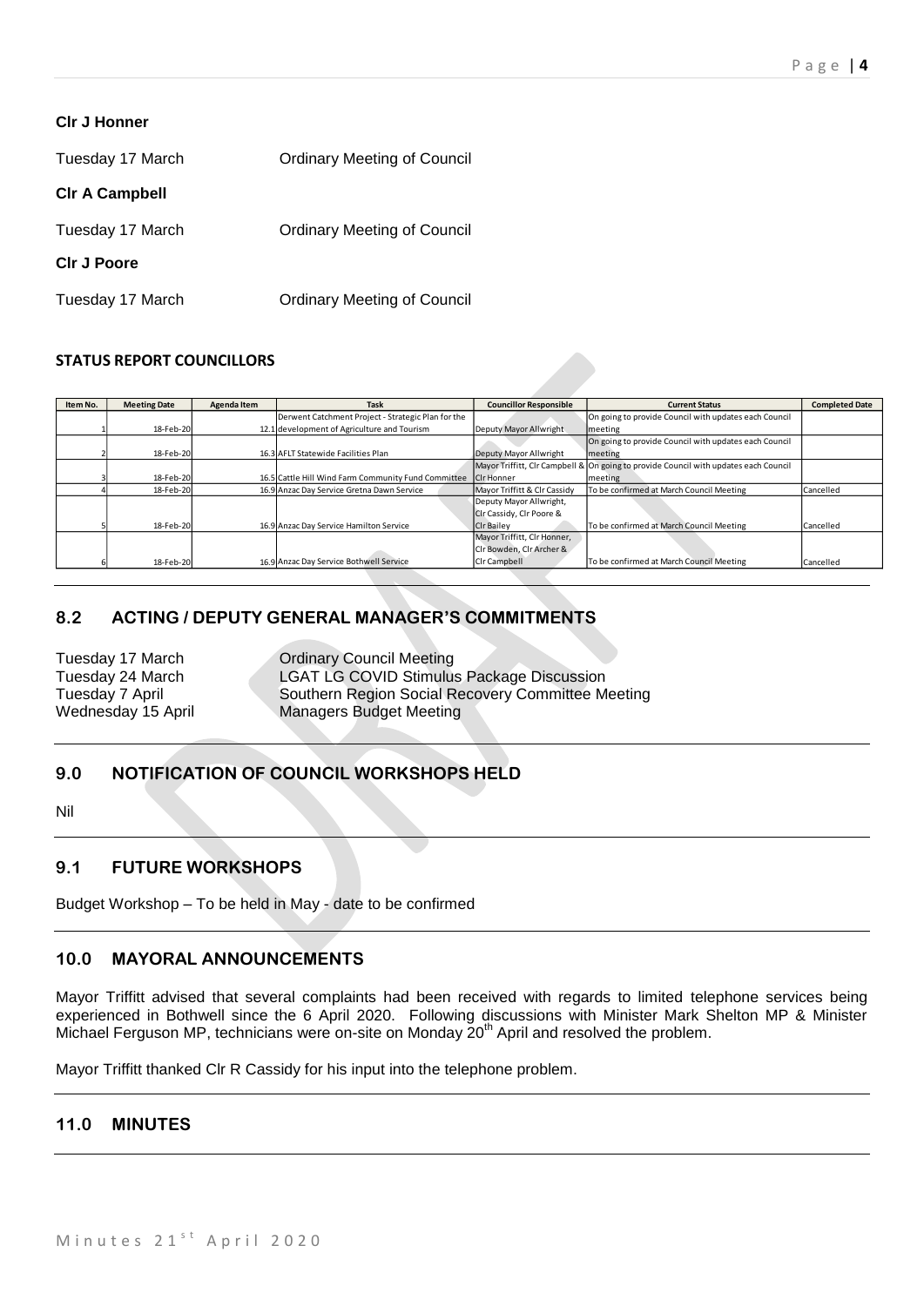**Clr J Honner**

Tuesday 17 March Ordinary Meeting of Council

**Clr A Campbell**

Tuesday 17 March Ordinary Meeting of Council

**Clr J Poore**

Tuesday 17 March Ordinary Meeting of Council

**STATUS REPORT COUNCILLORS**

| Item No. | Meeting Date | Agenda Item | Task | Councillor Responsible | Current Status | Completed Date |
|---|---|---|---|---|---|---|
| 1 | 18-Feb-20 | 12.1 | Derwent Catchment Project - Strategic Plan for the development of Agriculture and Tourism | Deputy Mayor Allwright | On going to provide Council with updates each Council meeting | |
| 2 | 18-Feb-20 | 16.3 | AFLT Statewide Facilities Plan | Deputy Mayor Allwright | On going to provide Council with updates each Council meeting | |
| 3 | 18-Feb-20 | 16.5 | Cattle Hill Wind Farm Community Fund Committee | Mayor Triffitt, Clr Campbell & Clr Honner | On going to provide Council with updates each Council meeting | |
| 4 | 18-Feb-20 | 16.9 | Anzac Day Service Gretna Dawn Service | Mayor Triffitt & Clr Cassidy | To be confirmed at March Council Meeting | Cancelled |
| 5 | 18-Feb-20 | 16.9 | Anzac Day Service Hamilton Service | Deputy Mayor Allwright, Clr Cassidy, Clr Poore & Clr Bailey | To be confirmed at March Council Meeting | Cancelled |
| 6 | 18-Feb-20 | 16.9 | Anzac Day Service Bothwell Service | Mayor Triffitt, Clr Honner, Clr Bowden, Clr Archer & Clr Campbell | To be confirmed at March Council Meeting | Cancelled |

## 8.2 ACTING / DEPUTY GENERAL MANAGER'S COMMITMENTS

Tuesday 17 March Ordinary Council Meeting
Tuesday 24 March LGAT LG COVID Stimulus Package Discussion
Tuesday 7 April Southern Region Social Recovery Committee Meeting
Wednesday 15 April Managers Budget Meeting

## 9.0 NOTIFICATION OF COUNCIL WORKSHOPS HELD

Nil

## 9.1 FUTURE WORKSHOPS

Budget Workshop – To be held in May - date to be confirmed

## 10.0 MAYORAL ANNOUNCEMENTS

Mayor Triffitt advised that several complaints had been received with regards to limited telephone services being experienced in Bothwell since the 6 April 2020. Following discussions with Minister Mark Shelton MP & Minister Michael Ferguson MP, technicians were on-site on Monday 20th April and resolved the problem.

Mayor Triffitt thanked Clr R Cassidy for his input into the telephone problem.

## 11.0 MINUTES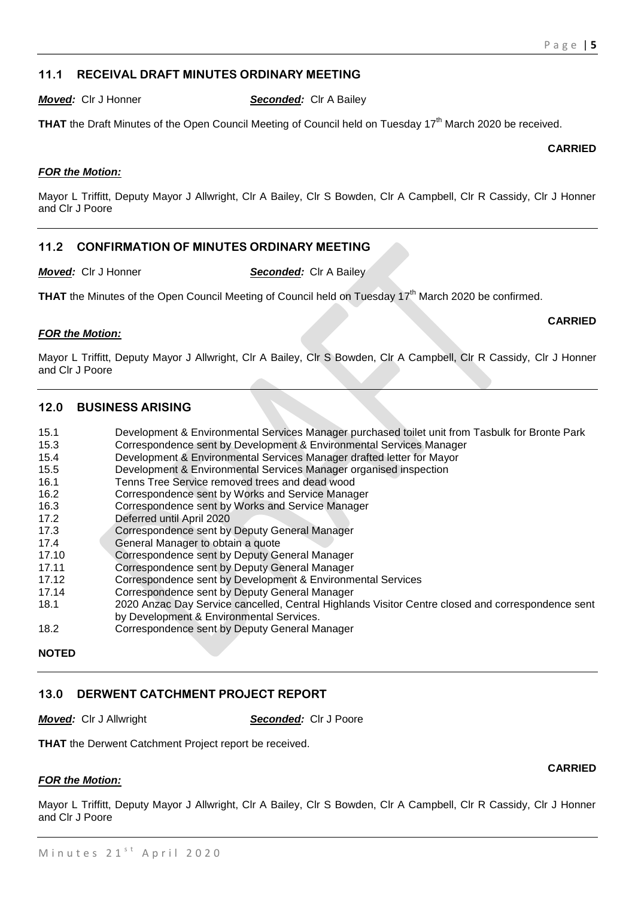## 11.1 RECEIVAL DRAFT MINUTES ORDINARY MEETING

***Moved:*** Clr J Honner ***Seconded:*** Clr A Bailey

**THAT** the Draft Minutes of the Open Council Meeting of Council held on Tuesday 17th March 2020 be received.

**CARRIED**

***FOR the Motion:***

Mayor L Triffitt, Deputy Mayor J Allwright, Clr A Bailey, Clr S Bowden, Clr A Campbell, Clr R Cassidy, Clr J Honner and Clr J Poore

## 11.2 CONFIRMATION OF MINUTES ORDINARY MEETING

***Moved:*** Clr J Honner ***Seconded:*** Clr A Bailey

**THAT** the Minutes of the Open Council Meeting of Council held on Tuesday 17th March 2020 be confirmed.

**CARRIED**

***FOR the Motion:***

Mayor L Triffitt, Deputy Mayor J Allwright, Clr A Bailey, Clr S Bowden, Clr A Campbell, Clr R Cassidy, Clr J Honner and Clr J Poore

## 12.0 BUSINESS ARISING

| | |
|---|---|
| 15.1 | Development & Environmental Services Manager purchased toilet unit from Tasbulk for Bronte Park |
| 15.3 | Correspondence sent by Development & Environmental Services Manager |
| 15.4 | Development & Environmental Services Manager drafted letter for Mayor |
| 15.5 | Development & Environmental Services Manager organised inspection |
| 16.1 | Tenns Tree Service removed trees and dead wood |
| 16.2 | Correspondence sent by Works and Service Manager |
| 16.3 | Correspondence sent by Works and Service Manager |
| 17.2 | Deferred until April 2020 |
| 17.3 | Correspondence sent by Deputy General Manager |
| 17.4 | General Manager to obtain a quote |
| 17.10 | Correspondence sent by Deputy General Manager |
| 17.11 | Correspondence sent by Deputy General Manager |
| 17.12 | Correspondence sent by Development & Environmental Services |
| 17.14 | Correspondence sent by Deputy General Manager |
| 18.1 | 2020 Anzac Day Service cancelled, Central Highlands Visitor Centre closed and correspondence sent by Development & Environmental Services. |
| 18.2 | Correspondence sent by Deputy General Manager |

**NOTED**

## 13.0 DERWENT CATCHMENT PROJECT REPORT

***Moved:*** Clr J Allwright ***Seconded:*** Clr J Poore

**THAT** the Derwent Catchment Project report be received.

**CARRIED**

***FOR the Motion:***

Mayor L Triffitt, Deputy Mayor J Allwright, Clr A Bailey, Clr S Bowden, Clr A Campbell, Clr R Cassidy, Clr J Honner and Clr J Poore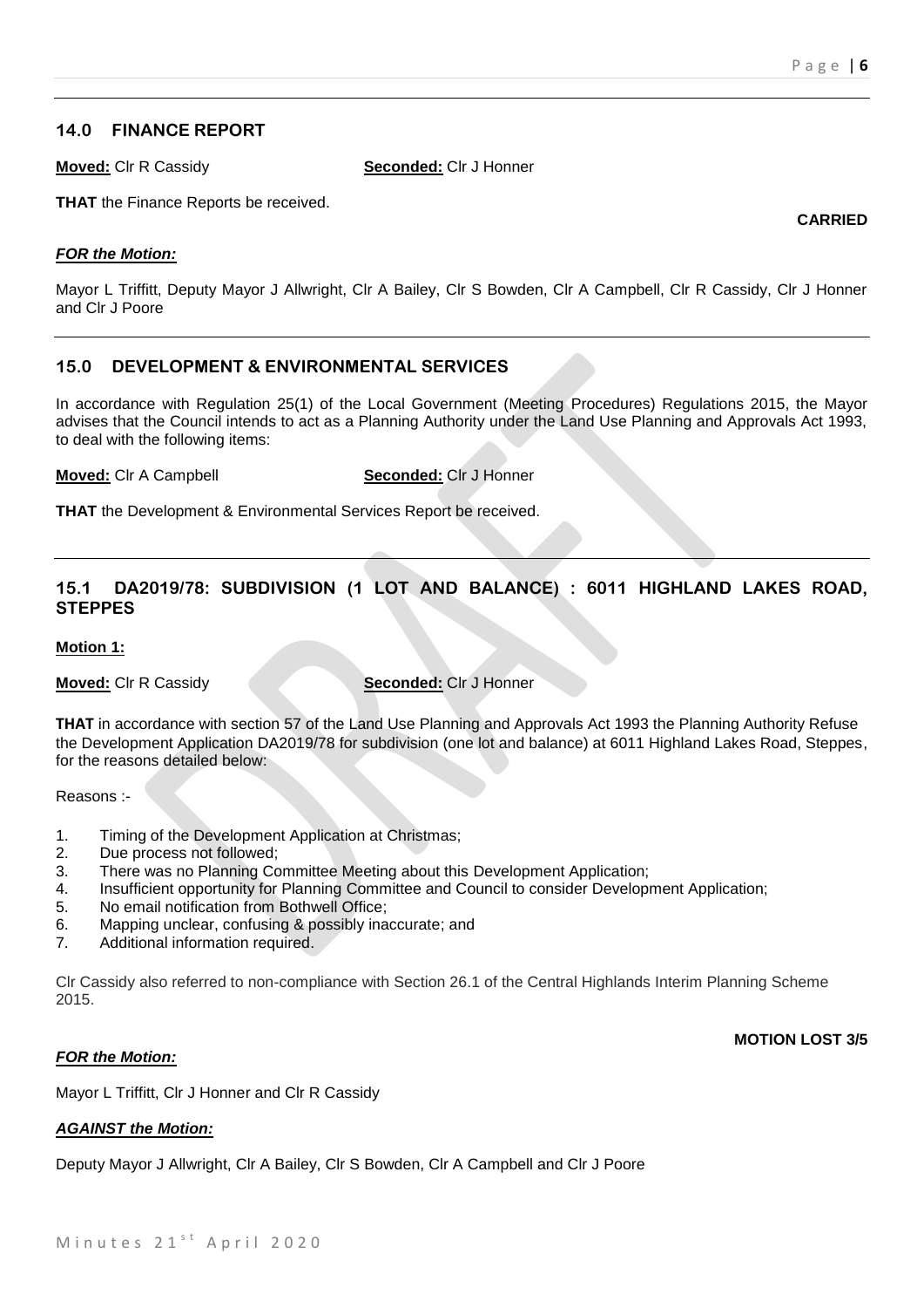## 14.0 FINANCE REPORT

**Moved:** Clr R Cassidy **Seconded:** Clr J Honner

**THAT** the Finance Reports be received.

**CARRIED**

***FOR the Motion:***

Mayor L Triffitt, Deputy Mayor J Allwright, Clr A Bailey, Clr S Bowden, Clr A Campbell, Clr R Cassidy, Clr J Honner and Clr J Poore

---

## 15.0 DEVELOPMENT & ENVIRONMENTAL SERVICES

In accordance with Regulation 25(1) of the Local Government (Meeting Procedures) Regulations 2015, the Mayor advises that the Council intends to act as a Planning Authority under the Land Use Planning and Approvals Act 1993, to deal with the following items:

**Moved:** Clr A Campbell **Seconded:** Clr J Honner

**THAT** the Development & Environmental Services Report be received.

---

## 15.1 DA2019/78: SUBDIVISION (1 LOT AND BALANCE) : 6011 HIGHLAND LAKES ROAD, STEPPES

**Motion 1:**

**Moved:** Clr R Cassidy **Seconded:** Clr J Honner

**THAT** in accordance with section 57 of the Land Use Planning and Approvals Act 1993 the Planning Authority Refuse the Development Application DA2019/78 for subdivision (one lot and balance) at 6011 Highland Lakes Road, Steppes, for the reasons detailed below:

Reasons :-

1. Timing of the Development Application at Christmas;
2. Due process not followed;
3. There was no Planning Committee Meeting about this Development Application;
4. Insufficient opportunity for Planning Committee and Council to consider Development Application;
5. No email notification from Bothwell Office;
6. Mapping unclear, confusing & possibly inaccurate; and
7. Additional information required.

Clr Cassidy also referred to non-compliance with Section 26.1 of the Central Highlands Interim Planning Scheme 2015.

**MOTION LOST 3/5**

***FOR the Motion:***

Mayor L Triffitt, Clr J Honner and Clr R Cassidy

***AGAINST the Motion:***

Deputy Mayor J Allwright, Clr A Bailey, Clr S Bowden, Clr A Campbell and Clr J Poore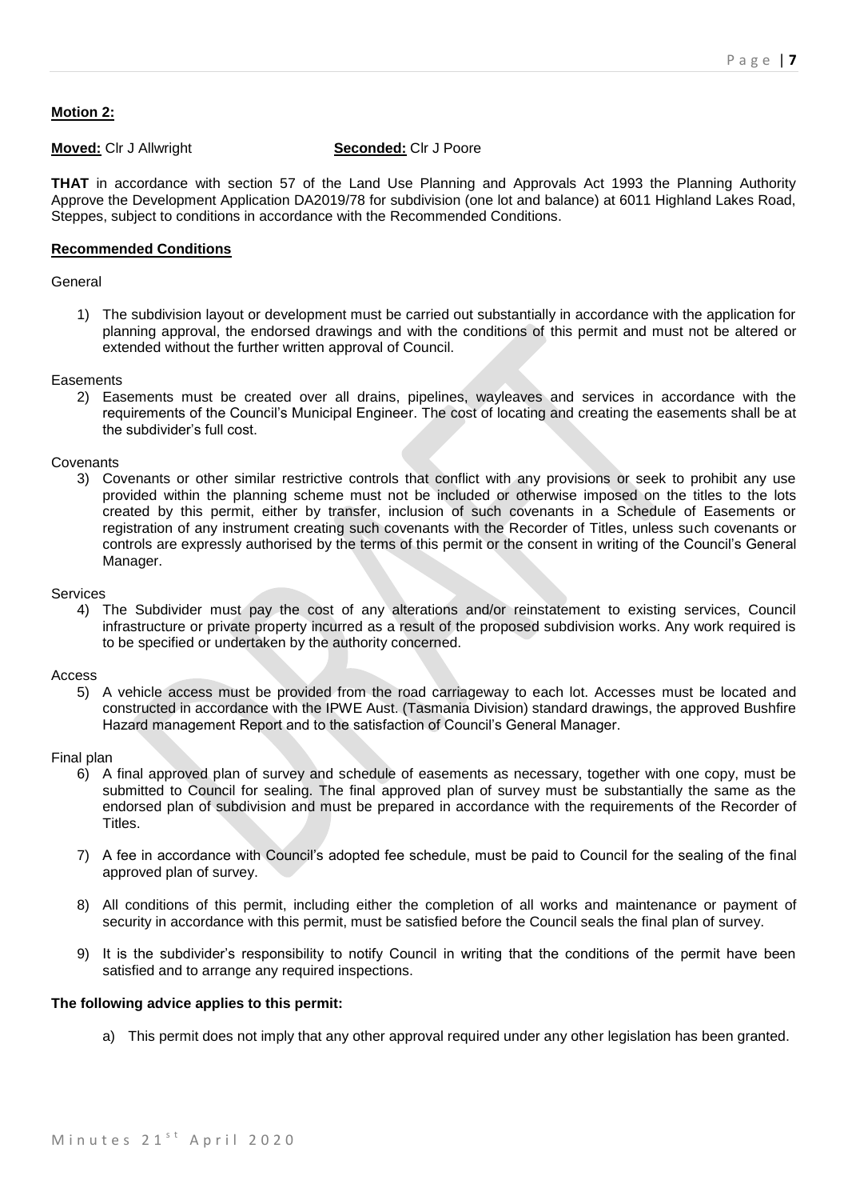**Motion 2:**

**Moved:** Clr J Allwright **Seconded:** Clr J Poore

**THAT** in accordance with section 57 of the Land Use Planning and Approvals Act 1993 the Planning Authority Approve the Development Application DA2019/78 for subdivision (one lot and balance) at 6011 Highland Lakes Road, Steppes, subject to conditions in accordance with the Recommended Conditions.

**Recommended Conditions**

General

1) The subdivision layout or development must be carried out substantially in accordance with the application for planning approval, the endorsed drawings and with the conditions of this permit and must not be altered or extended without the further written approval of Council.

Easements

2) Easements must be created over all drains, pipelines, wayleaves and services in accordance with the requirements of the Council's Municipal Engineer. The cost of locating and creating the easements shall be at the subdivider's full cost.

Covenants

3) Covenants or other similar restrictive controls that conflict with any provisions or seek to prohibit any use provided within the planning scheme must not be included or otherwise imposed on the titles to the lots created by this permit, either by transfer, inclusion of such covenants in a Schedule of Easements or registration of any instrument creating such covenants with the Recorder of Titles, unless such covenants or controls are expressly authorised by the terms of this permit or the consent in writing of the Council's General Manager.

Services

4) The Subdivider must pay the cost of any alterations and/or reinstatement to existing services, Council infrastructure or private property incurred as a result of the proposed subdivision works. Any work required is to be specified or undertaken by the authority concerned.

Access

5) A vehicle access must be provided from the road carriageway to each lot. Accesses must be located and constructed in accordance with the IPWE Aust. (Tasmania Division) standard drawings, the approved Bushfire Hazard management Report and to the satisfaction of Council's General Manager.

Final plan

6) A final approved plan of survey and schedule of easements as necessary, together with one copy, must be submitted to Council for sealing. The final approved plan of survey must be substantially the same as the endorsed plan of subdivision and must be prepared in accordance with the requirements of the Recorder of Titles.

7) A fee in accordance with Council's adopted fee schedule, must be paid to Council for the sealing of the final approved plan of survey.

8) All conditions of this permit, including either the completion of all works and maintenance or payment of security in accordance with this permit, must be satisfied before the Council seals the final plan of survey.

9) It is the subdivider's responsibility to notify Council in writing that the conditions of the permit have been satisfied and to arrange any required inspections.

**The following advice applies to this permit:**

a) This permit does not imply that any other approval required under any other legislation has been granted.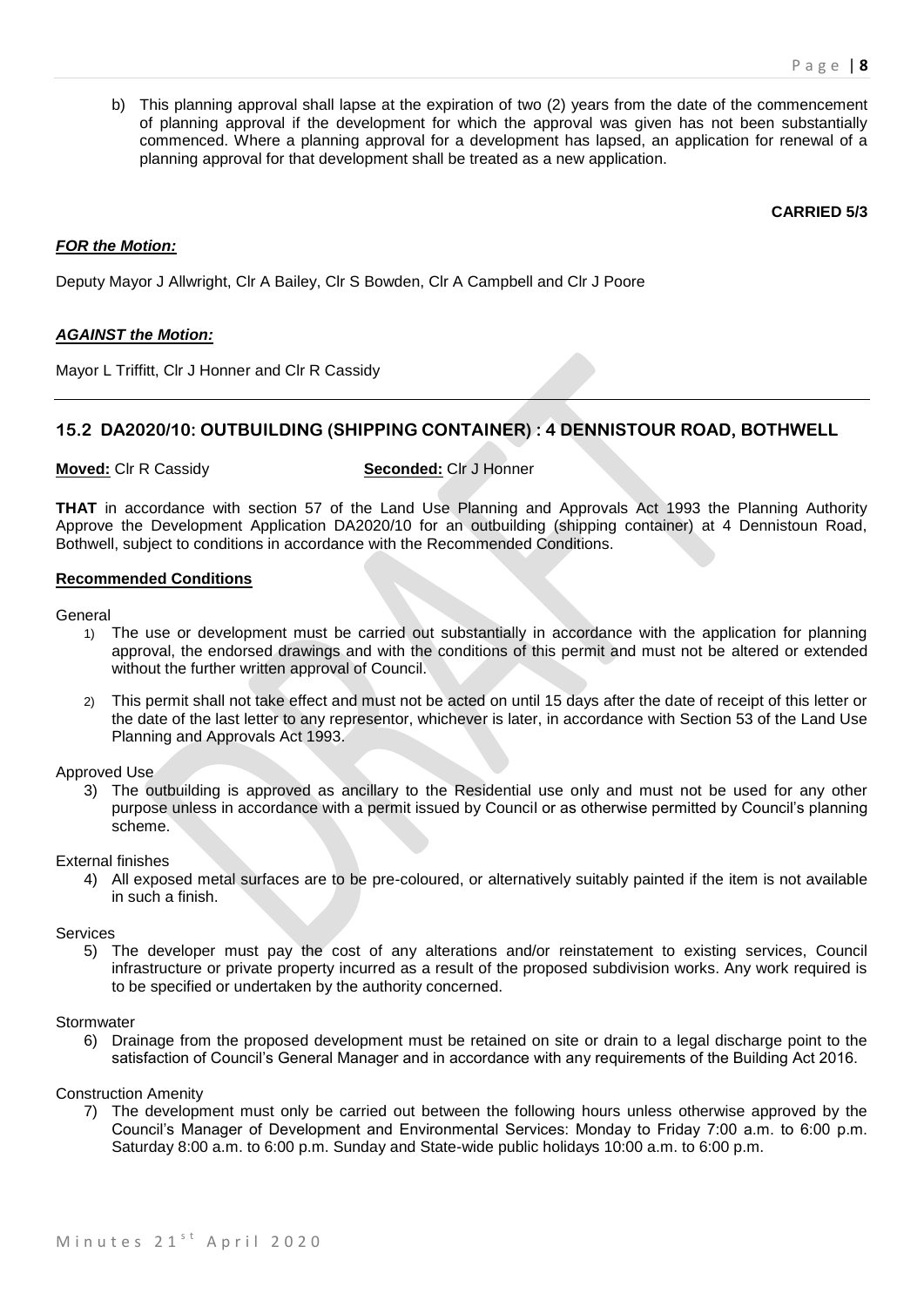b) This planning approval shall lapse at the expiration of two (2) years from the date of the commencement of planning approval if the development for which the approval was given has not been substantially commenced. Where a planning approval for a development has lapsed, an application for renewal of a planning approval for that development shall be treated as a new application.

**CARRIED 5/3**

***FOR the Motion:***

Deputy Mayor J Allwright, Clr A Bailey, Clr S Bowden, Clr A Campbell and Clr J Poore

***AGAINST the Motion:***

Mayor L Triffitt, Clr J Honner and Clr R Cassidy

## 15.2 DA2020/10: OUTBUILDING (SHIPPING CONTAINER) : 4 DENNISTOUR ROAD, BOTHWELL

**Moved:** Clr R Cassidy **Seconded:** Clr J Honner

**THAT** in accordance with section 57 of the Land Use Planning and Approvals Act 1993 the Planning Authority Approve the Development Application DA2020/10 for an outbuilding (shipping container) at 4 Dennistoun Road, Bothwell, subject to conditions in accordance with the Recommended Conditions.

**Recommended Conditions**

General

1) The use or development must be carried out substantially in accordance with the application for planning approval, the endorsed drawings and with the conditions of this permit and must not be altered or extended without the further written approval of Council.

2) This permit shall not take effect and must not be acted on until 15 days after the date of receipt of this letter or the date of the last letter to any representor, whichever is later, in accordance with Section 53 of the Land Use Planning and Approvals Act 1993.

Approved Use

3) The outbuilding is approved as ancillary to the Residential use only and must not be used for any other purpose unless in accordance with a permit issued by Council or as otherwise permitted by Council's planning scheme.

External finishes

4) All exposed metal surfaces are to be pre-coloured, or alternatively suitably painted if the item is not available in such a finish.

Services

5) The developer must pay the cost of any alterations and/or reinstatement to existing services, Council infrastructure or private property incurred as a result of the proposed subdivision works. Any work required is to be specified or undertaken by the authority concerned.

Stormwater

6) Drainage from the proposed development must be retained on site or drain to a legal discharge point to the satisfaction of Council's General Manager and in accordance with any requirements of the Building Act 2016.

Construction Amenity

7) The development must only be carried out between the following hours unless otherwise approved by the Council's Manager of Development and Environmental Services: Monday to Friday 7:00 a.m. to 6:00 p.m. Saturday 8:00 a.m. to 6:00 p.m. Sunday and State-wide public holidays 10:00 a.m. to 6:00 p.m.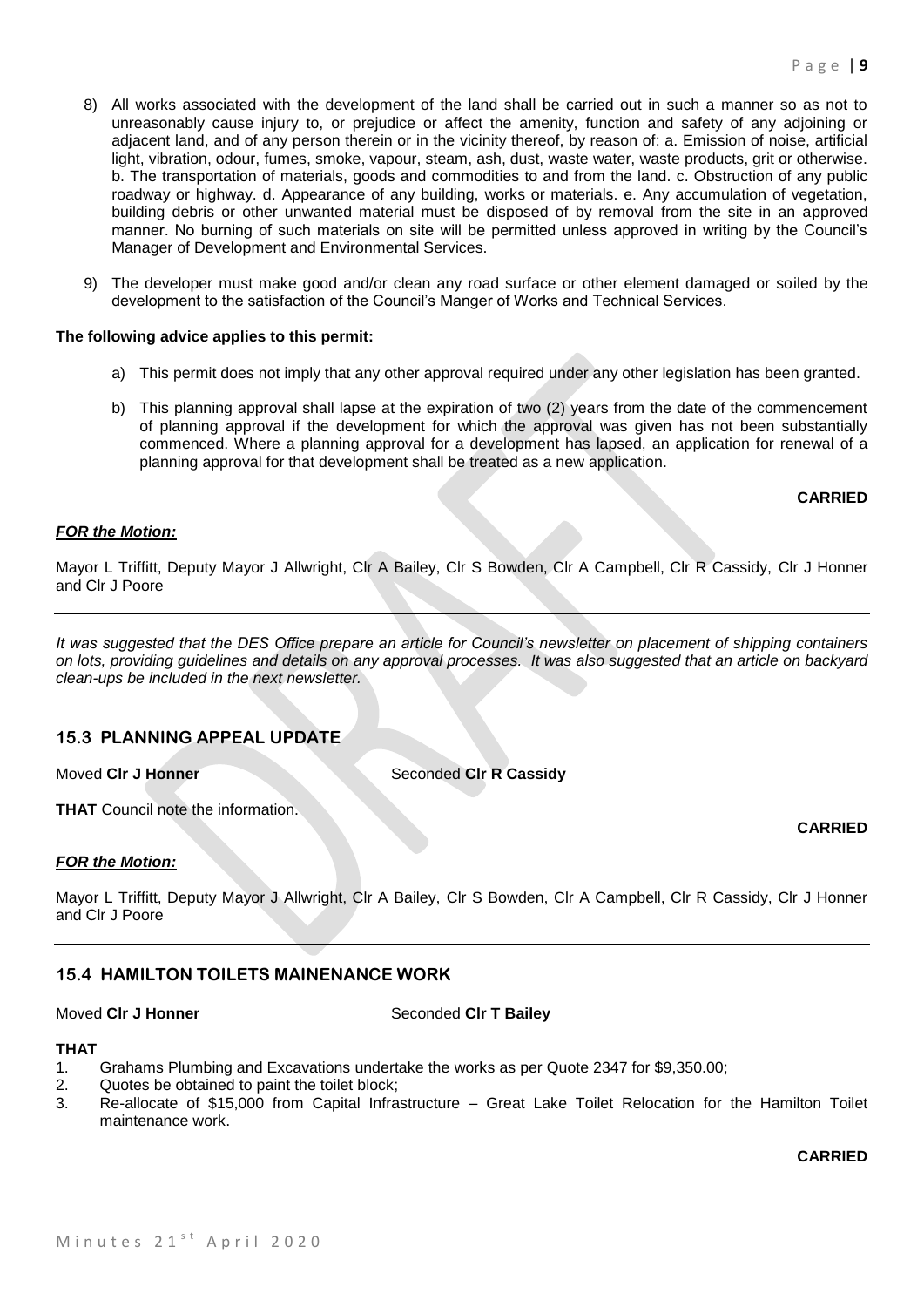8) All works associated with the development of the land shall be carried out in such a manner so as not to unreasonably cause injury to, or prejudice or affect the amenity, function and safety of any adjoining or adjacent land, and of any person therein or in the vicinity thereof, by reason of: a. Emission of noise, artificial light, vibration, odour, fumes, smoke, vapour, steam, ash, dust, waste water, waste products, grit or otherwise. b. The transportation of materials, goods and commodities to and from the land. c. Obstruction of any public roadway or highway. d. Appearance of any building, works or materials. e. Any accumulation of vegetation, building debris or other unwanted material must be disposed of by removal from the site in an approved manner. No burning of such materials on site will be permitted unless approved in writing by the Council's Manager of Development and Environmental Services.

9) The developer must make good and/or clean any road surface or other element damaged or soiled by the development to the satisfaction of the Council's Manger of Works and Technical Services.

**The following advice applies to this permit:**

a) This permit does not imply that any other approval required under any other legislation has been granted.

b) This planning approval shall lapse at the expiration of two (2) years from the date of the commencement of planning approval if the development for which the approval was given has not been substantially commenced. Where a planning approval for a development has lapsed, an application for renewal of a planning approval for that development shall be treated as a new application.

**CARRIED**

***FOR the Motion:***

Mayor L Triffitt, Deputy Mayor J Allwright, Clr A Bailey, Clr S Bowden, Clr A Campbell, Clr R Cassidy, Clr J Honner and Clr J Poore

---

*It was suggested that the DES Office prepare an article for Council's newsletter on placement of shipping containers on lots, providing guidelines and details on any approval processes. It was also suggested that an article on backyard clean-ups be included in the next newsletter.*

---

## 15.3 PLANNING APPEAL UPDATE

Moved **Clr J Honner** Seconded **Clr R Cassidy**

**THAT** Council note the information.

**CARRIED**

***FOR the Motion:***

Mayor L Triffitt, Deputy Mayor J Allwright, Clr A Bailey, Clr S Bowden, Clr A Campbell, Clr R Cassidy, Clr J Honner and Clr J Poore

---

## 15.4 HAMILTON TOILETS MAINENANCE WORK

Moved **Clr J Honner** Seconded **Clr T Bailey**

**THAT**

1. Grahams Plumbing and Excavations undertake the works as per Quote 2347 for $9,350.00;
2. Quotes be obtained to paint the toilet block;
3. Re-allocate of $15,000 from Capital Infrastructure – Great Lake Toilet Relocation for the Hamilton Toilet maintenance work.

**CARRIED**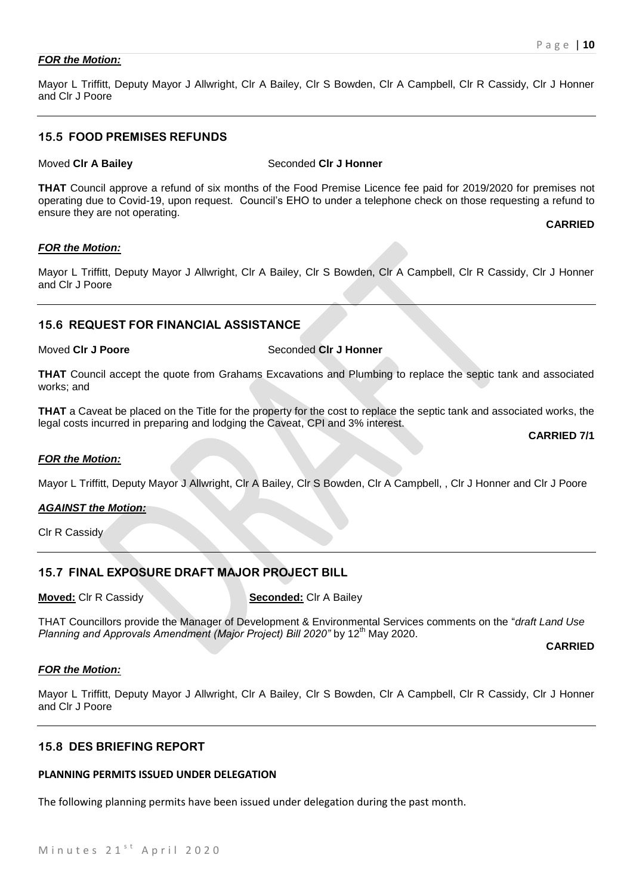***FOR the Motion:***

Mayor L Triffitt, Deputy Mayor J Allwright, Clr A Bailey, Clr S Bowden, Clr A Campbell, Clr R Cassidy, Clr J Honner and Clr J Poore

---

## 15.5 FOOD PREMISES REFUNDS

Moved **Clr A Bailey** Seconded **Clr J Honner**

**THAT** Council approve a refund of six months of the Food Premise Licence fee paid for 2019/2020 for premises not operating due to Covid-19, upon request. Council's EHO to under a telephone check on those requesting a refund to ensure they are not operating.

**CARRIED**

***FOR the Motion:***

Mayor L Triffitt, Deputy Mayor J Allwright, Clr A Bailey, Clr S Bowden, Clr A Campbell, Clr R Cassidy, Clr J Honner and Clr J Poore

---

## 15.6 REQUEST FOR FINANCIAL ASSISTANCE

Moved **Clr J Poore** Seconded **Clr J Honner**

**THAT** Council accept the quote from Grahams Excavations and Plumbing to replace the septic tank and associated works; and

**THAT** a Caveat be placed on the Title for the property for the cost to replace the septic tank and associated works, the legal costs incurred in preparing and lodging the Caveat, CPI and 3% interest.

**CARRIED 7/1**

***FOR the Motion:***

Mayor L Triffitt, Deputy Mayor J Allwright, Clr A Bailey, Clr S Bowden, Clr A Campbell, , Clr J Honner and Clr J Poore

***AGAINST the Motion:***

Clr R Cassidy

---

## 15.7 FINAL EXPOSURE DRAFT MAJOR PROJECT BILL

**Moved:** Clr R Cassidy **Seconded:** Clr A Bailey

THAT Councillors provide the Manager of Development & Environmental Services comments on the "*draft Land Use Planning and Approvals Amendment (Major Project) Bill 2020"* by 12th May 2020.

**CARRIED**

***FOR the Motion:***

Mayor L Triffitt, Deputy Mayor J Allwright, Clr A Bailey, Clr S Bowden, Clr A Campbell, Clr R Cassidy, Clr J Honner and Clr J Poore

---

## 15.8 DES BRIEFING REPORT

### PLANNING PERMITS ISSUED UNDER DELEGATION

The following planning permits have been issued under delegation during the past month.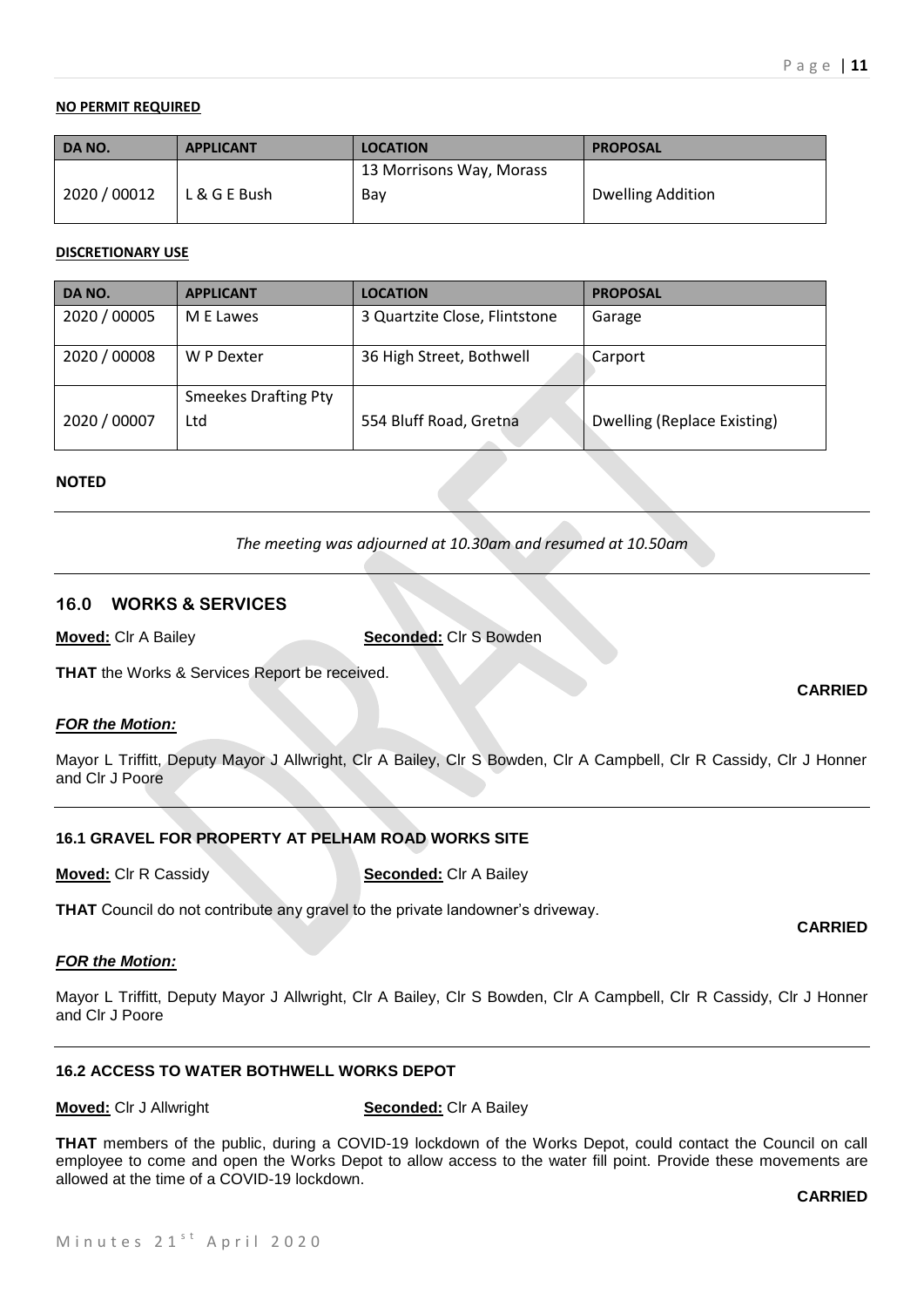**NO PERMIT REQUIRED**

| DA NO. | APPLICANT | LOCATION | PROPOSAL |
|---|---|---|---|
| 2020 / 00012 | L & G E Bush | 13 Morrisons Way, Morass Bay | Dwelling Addition |

**DISCRETIONARY USE**

| DA NO. | APPLICANT | LOCATION | PROPOSAL |
|---|---|---|---|
| 2020 / 00005 | M E Lawes | 3 Quartzite Close, Flintstone | Garage |
| 2020 / 00008 | W P Dexter | 36 High Street, Bothwell | Carport |
| 2020 / 00007 | Smeekes Drafting Pty Ltd | 554 Bluff Road, Gretna | Dwelling (Replace Existing) |

**NOTED**

*The meeting was adjourned at 10.30am and resumed at 10.50am*

## 16.0 WORKS & SERVICES

**Moved:** Clr A Bailey **Seconded:** Clr S Bowden

**THAT** the Works & Services Report be received.

**CARRIED**

***FOR the Motion:***

Mayor L Triffitt, Deputy Mayor J Allwright, Clr A Bailey, Clr S Bowden, Clr A Campbell, Clr R Cassidy, Clr J Honner and Clr J Poore

### 16.1 GRAVEL FOR PROPERTY AT PELHAM ROAD WORKS SITE

**Moved:** Clr R Cassidy **Seconded:** Clr A Bailey

**THAT** Council do not contribute any gravel to the private landowner's driveway.

**CARRIED**

***FOR the Motion:***

Mayor L Triffitt, Deputy Mayor J Allwright, Clr A Bailey, Clr S Bowden, Clr A Campbell, Clr R Cassidy, Clr J Honner and Clr J Poore

### 16.2 ACCESS TO WATER BOTHWELL WORKS DEPOT

**Moved:** Clr J Allwright **Seconded:** Clr A Bailey

**THAT** members of the public, during a COVID-19 lockdown of the Works Depot, could contact the Council on call employee to come and open the Works Depot to allow access to the water fill point. Provide these movements are allowed at the time of a COVID-19 lockdown.

**CARRIED**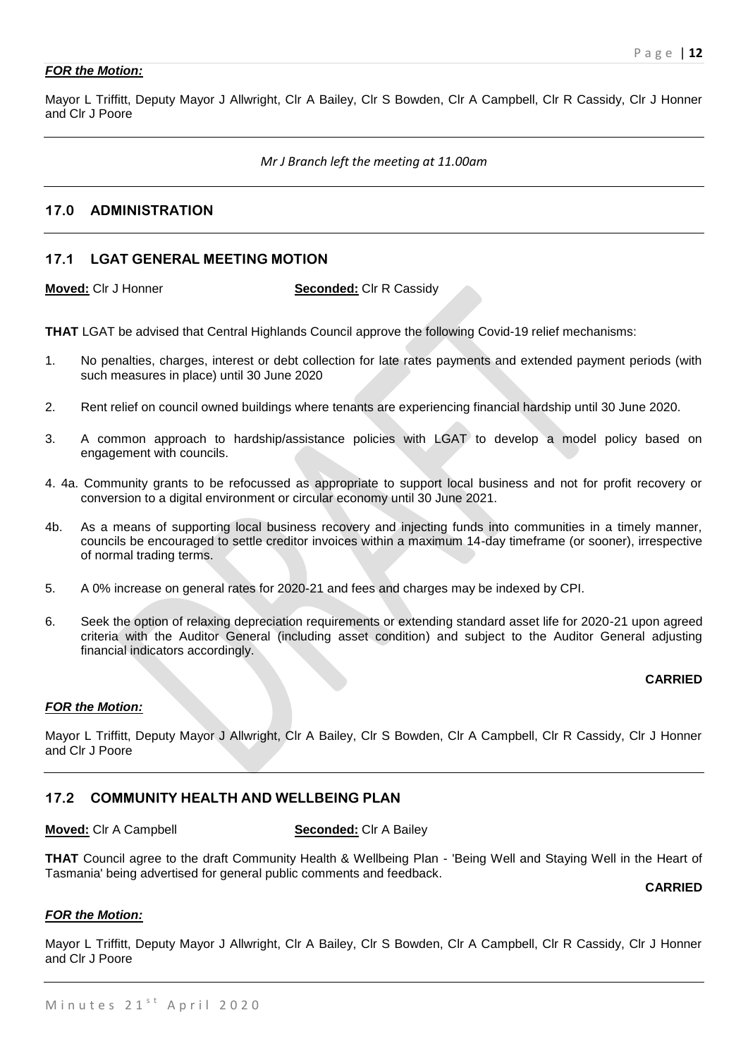***FOR the Motion:***

Mayor L Triffitt, Deputy Mayor J Allwright, Clr A Bailey, Clr S Bowden, Clr A Campbell, Clr R Cassidy, Clr J Honner and Clr J Poore

*Mr J Branch left the meeting at 11.00am*

## 17.0 ADMINISTRATION

### 17.1 LGAT GENERAL MEETING MOTION

**Moved:** Clr J Honner  **Seconded:** Clr R Cassidy

**THAT** LGAT be advised that Central Highlands Council approve the following Covid-19 relief mechanisms:

1. No penalties, charges, interest or debt collection for late rates payments and extended payment periods (with such measures in place) until 30 June 2020
2. Rent relief on council owned buildings where tenants are experiencing financial hardship until 30 June 2020.
3. A common approach to hardship/assistance policies with LGAT to develop a model policy based on engagement with councils.
4. 4a. Community grants to be refocussed as appropriate to support local business and not for profit recovery or conversion to a digital environment or circular economy until 30 June 2021.

4b. As a means of supporting local business recovery and injecting funds into communities in a timely manner, councils be encouraged to settle creditor invoices within a maximum 14-day timeframe (or sooner), irrespective of normal trading terms.

5. A 0% increase on general rates for 2020-21 and fees and charges may be indexed by CPI.
6. Seek the option of relaxing depreciation requirements or extending standard asset life for 2020-21 upon agreed criteria with the Auditor General (including asset condition) and subject to the Auditor General adjusting financial indicators accordingly.

**CARRIED**

***FOR the Motion:***

Mayor L Triffitt, Deputy Mayor J Allwright, Clr A Bailey, Clr S Bowden, Clr A Campbell, Clr R Cassidy, Clr J Honner and Clr J Poore

### 17.2 COMMUNITY HEALTH AND WELLBEING PLAN

**Moved:** Clr A Campbell  **Seconded:** Clr A Bailey

**THAT** Council agree to the draft Community Health & Wellbeing Plan - 'Being Well and Staying Well in the Heart of Tasmania' being advertised for general public comments and feedback.

**CARRIED**

***FOR the Motion:***

Mayor L Triffitt, Deputy Mayor J Allwright, Clr A Bailey, Clr S Bowden, Clr A Campbell, Clr R Cassidy, Clr J Honner and Clr J Poore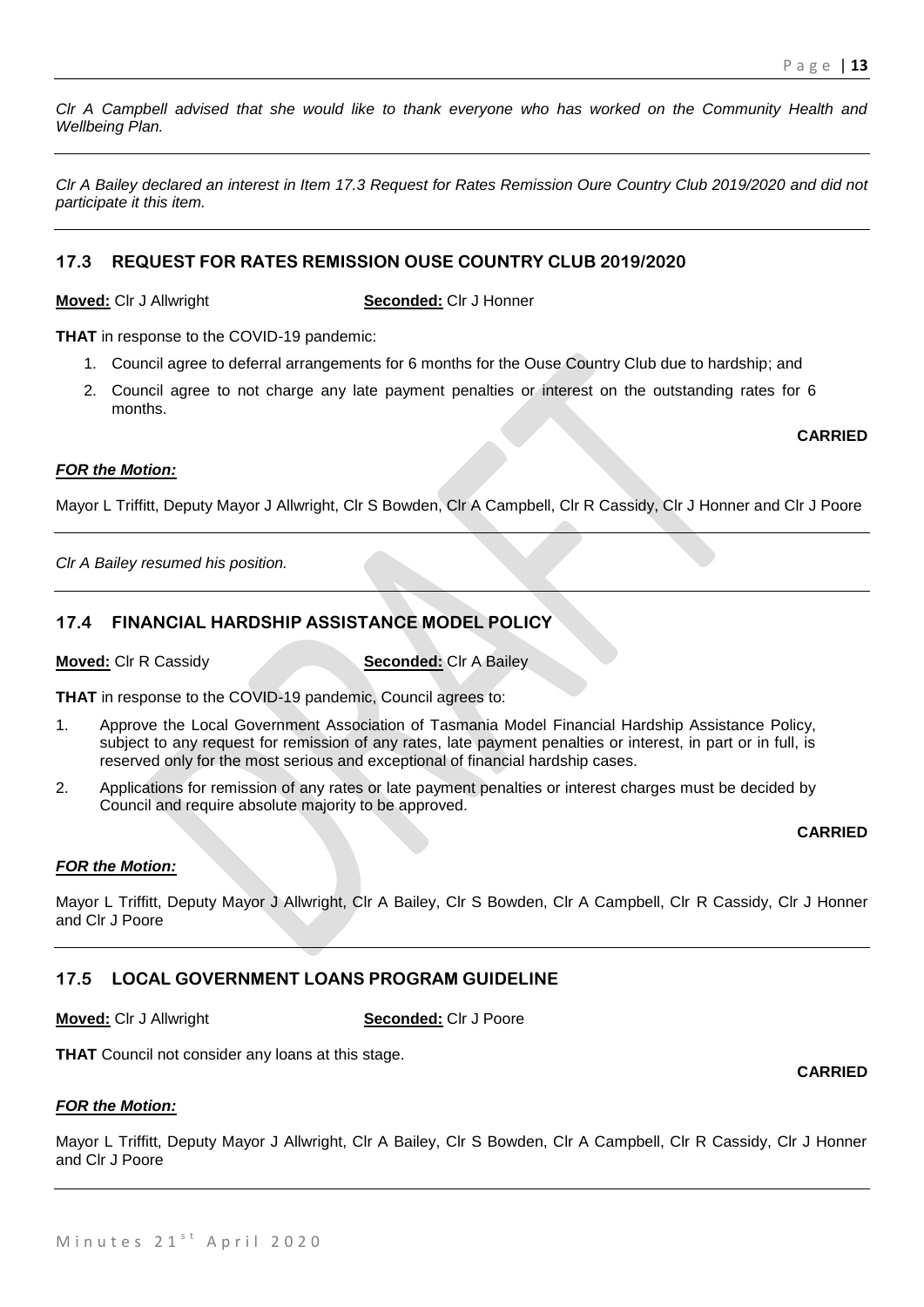*Clr A Campbell advised that she would like to thank everyone who has worked on the Community Health and Wellbeing Plan.*

---

*Clr A Bailey declared an interest in Item 17.3 Request for Rates Remission Oure Country Club 2019/2020 and did not participate it this item.*

---

## 17.3 REQUEST FOR RATES REMISSION OUSE COUNTRY CLUB 2019/2020

**Moved:** Clr J Allwright **Seconded:** Clr J Honner

**THAT** in response to the COVID-19 pandemic:

1. Council agree to deferral arrangements for 6 months for the Ouse Country Club due to hardship; and
2. Council agree to not charge any late payment penalties or interest on the outstanding rates for 6 months.

**CARRIED**

***FOR the Motion:***

Mayor L Triffitt, Deputy Mayor J Allwright, Clr S Bowden, Clr A Campbell, Clr R Cassidy, Clr J Honner and Clr J Poore

---

*Clr A Bailey resumed his position.*

---

## 17.4 FINANCIAL HARDSHIP ASSISTANCE MODEL POLICY

**Moved:** Clr R Cassidy **Seconded:** Clr A Bailey

**THAT** in response to the COVID-19 pandemic, Council agrees to:

1. Approve the Local Government Association of Tasmania Model Financial Hardship Assistance Policy, subject to any request for remission of any rates, late payment penalties or interest, in part or in full, is reserved only for the most serious and exceptional of financial hardship cases.
2. Applications for remission of any rates or late payment penalties or interest charges must be decided by Council and require absolute majority to be approved.

**CARRIED**

***FOR the Motion:***

Mayor L Triffitt, Deputy Mayor J Allwright, Clr A Bailey, Clr S Bowden, Clr A Campbell, Clr R Cassidy, Clr J Honner and Clr J Poore

---

## 17.5 LOCAL GOVERNMENT LOANS PROGRAM GUIDELINE

**Moved:** Clr J Allwright **Seconded:** Clr J Poore

**THAT** Council not consider any loans at this stage.

**CARRIED**

***FOR the Motion:***

Mayor L Triffitt, Deputy Mayor J Allwright, Clr A Bailey, Clr S Bowden, Clr A Campbell, Clr R Cassidy, Clr J Honner and Clr J Poore

---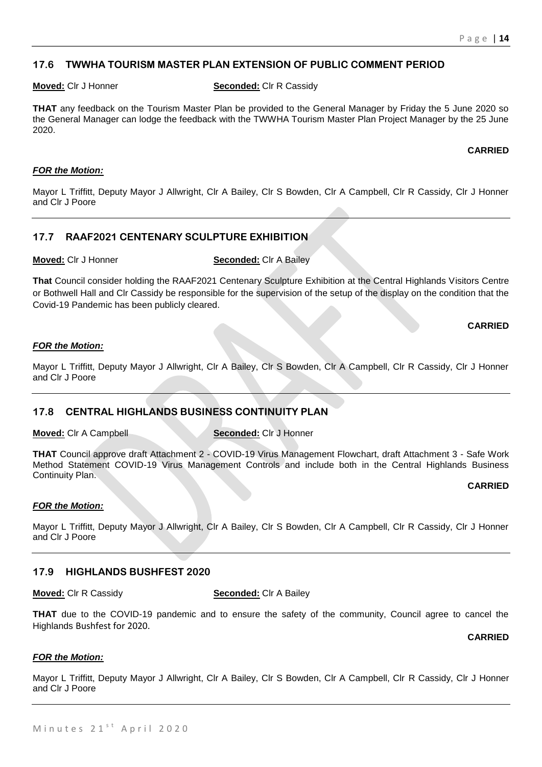## 17.6 TWWHA TOURISM MASTER PLAN EXTENSION OF PUBLIC COMMENT PERIOD

**Moved:** Clr J Honner **Seconded:** Clr R Cassidy

**THAT** any feedback on the Tourism Master Plan be provided to the General Manager by Friday the 5 June 2020 so the General Manager can lodge the feedback with the TWWHA Tourism Master Plan Project Manager by the 25 June 2020.

**CARRIED**

***FOR the Motion:***

Mayor L Triffitt, Deputy Mayor J Allwright, Clr A Bailey, Clr S Bowden, Clr A Campbell, Clr R Cassidy, Clr J Honner and Clr J Poore

## 17.7 RAAF2021 CENTENARY SCULPTURE EXHIBITION

**Moved:** Clr J Honner **Seconded:** Clr A Bailey

**That** Council consider holding the RAAF2021 Centenary Sculpture Exhibition at the Central Highlands Visitors Centre or Bothwell Hall and Clr Cassidy be responsible for the supervision of the setup of the display on the condition that the Covid-19 Pandemic has been publicly cleared.

**CARRIED**

***FOR the Motion:***

Mayor L Triffitt, Deputy Mayor J Allwright, Clr A Bailey, Clr S Bowden, Clr A Campbell, Clr R Cassidy, Clr J Honner and Clr J Poore

## 17.8 CENTRAL HIGHLANDS BUSINESS CONTINUITY PLAN

**Moved:** Clr A Campbell **Seconded:** Clr J Honner

**THAT** Council approve draft Attachment 2 - COVID-19 Virus Management Flowchart, draft Attachment 3 - Safe Work Method Statement COVID-19 Virus Management Controls and include both in the Central Highlands Business Continuity Plan.

**CARRIED**

***FOR the Motion:***

Mayor L Triffitt, Deputy Mayor J Allwright, Clr A Bailey, Clr S Bowden, Clr A Campbell, Clr R Cassidy, Clr J Honner and Clr J Poore

## 17.9 HIGHLANDS BUSHFEST 2020

**Moved:** Clr R Cassidy **Seconded:** Clr A Bailey

**THAT** due to the COVID-19 pandemic and to ensure the safety of the community, Council agree to cancel the Highlands Bushfest for 2020.

**CARRIED**

***FOR the Motion:***

Mayor L Triffitt, Deputy Mayor J Allwright, Clr A Bailey, Clr S Bowden, Clr A Campbell, Clr R Cassidy, Clr J Honner and Clr J Poore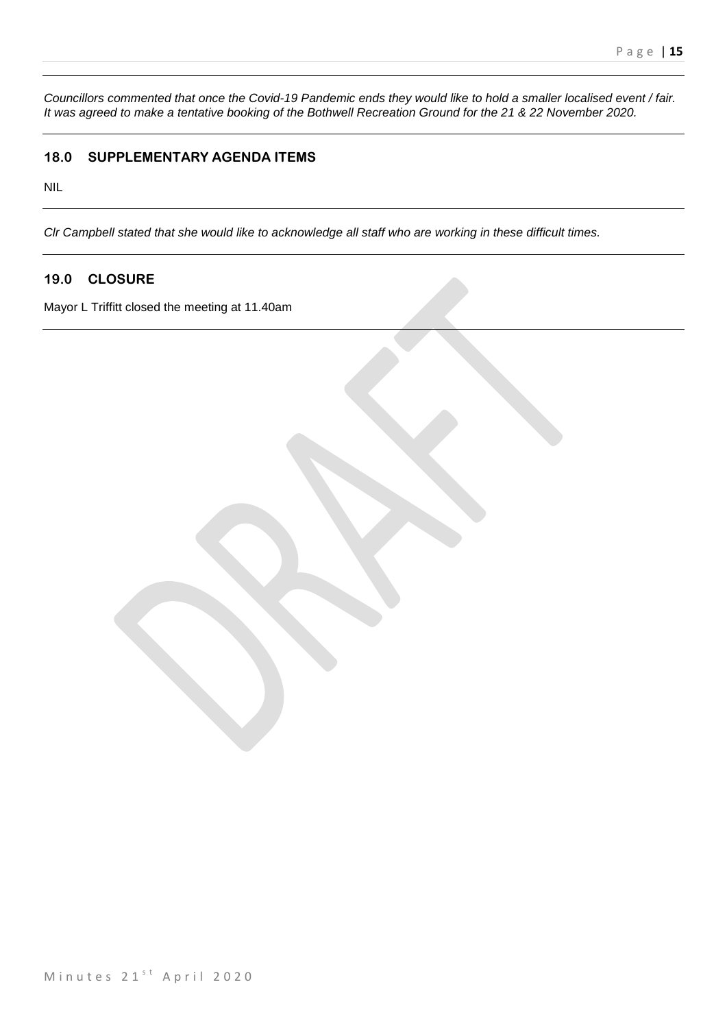*Councillors commented that once the Covid-19 Pandemic ends they would like to hold a smaller localised event / fair. It was agreed to make a tentative booking of the Bothwell Recreation Ground for the 21 & 22 November 2020.*

## 18.0 SUPPLEMENTARY AGENDA ITEMS

NIL

*Clr Campbell stated that she would like to acknowledge all staff who are working in these difficult times.*

## 19.0 CLOSURE

Mayor L Triffitt closed the meeting at 11.40am